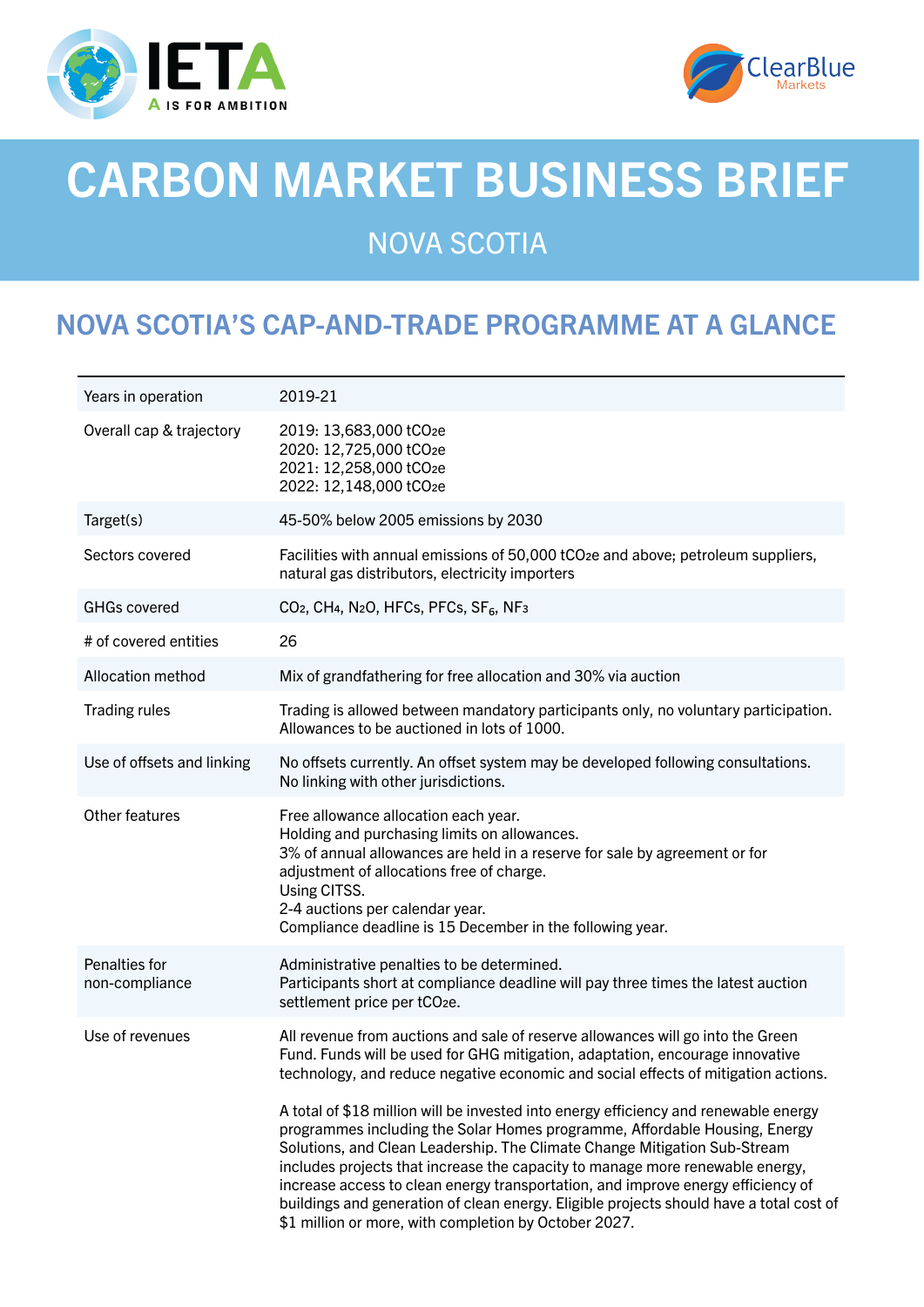# CARBON MARKET BUSINESS BRIEF

## NOVA SCOTIA

## NOVA SCOTIA'S CAP-AND-TRADE PROGRAMME AT A GLANCE

| | |
|---|---|
| Years in operation | 2019-21 |
| Overall cap & trajectory | 2019: 13,683,000 $tCO_2e$<br>2020: 12,725,000 $tCO_2e$<br>2021: 12,258,000 $tCO_2e$<br>2022: 12,148,000 $tCO_2e$ |
| Target(s) | 45-50% below 2005 emissions by 2030 |
| Sectors covered | Facilities with annual emissions of 50,000 $tCO_2e$ and above; petroleum suppliers, natural gas distributors, electricity importers |
| GHGs covered | $CO_2$, $CH_4$, $N_2O$, HFCs, PFCs, $SF_6$, $NF_3$ |
| # of covered entities | 26 |
| Allocation method | Mix of grandfathering for free allocation and 30% via auction |
| Trading rules | Trading is allowed between mandatory participants only, no voluntary participation.<br>Allowances to be auctioned in lots of 1000. |
| Use of offsets and linking | No offsets currently. An offset system may be developed following consultations.<br>No linking with other jurisdictions. |
| Other features | Free allowance allocation each year.<br>Holding and purchasing limits on allowances.<br>3% of annual allowances are held in a reserve for sale by agreement or for adjustment of allocations free of charge.<br>Using CITSS.<br>2-4 auctions per calendar year.<br>Compliance deadline is 15 December in the following year. |
| Penalties for non-compliance | Administrative penalties to be determined.<br>Participants short at compliance deadline will pay three times the latest auction settlement price per $tCO_2e$. |
| Use of revenues | All revenue from auctions and sale of reserve allowances will go into the Green Fund. Funds will be used for GHG mitigation, adaptation, encourage innovative technology, and reduce negative economic and social effects of mitigation actions.<br><br>A total of $18 million will be invested into energy efficiency and renewable energy programmes including the Solar Homes programme, Affordable Housing, Energy Solutions, and Clean Leadership. The Climate Change Mitigation Sub-Stream includes projects that increase the capacity to manage more renewable energy, increase access to clean energy transportation, and improve energy efficiency of buildings and generation of clean energy. Eligible projects should have a total cost of $1 million or more, with completion by October 2027. |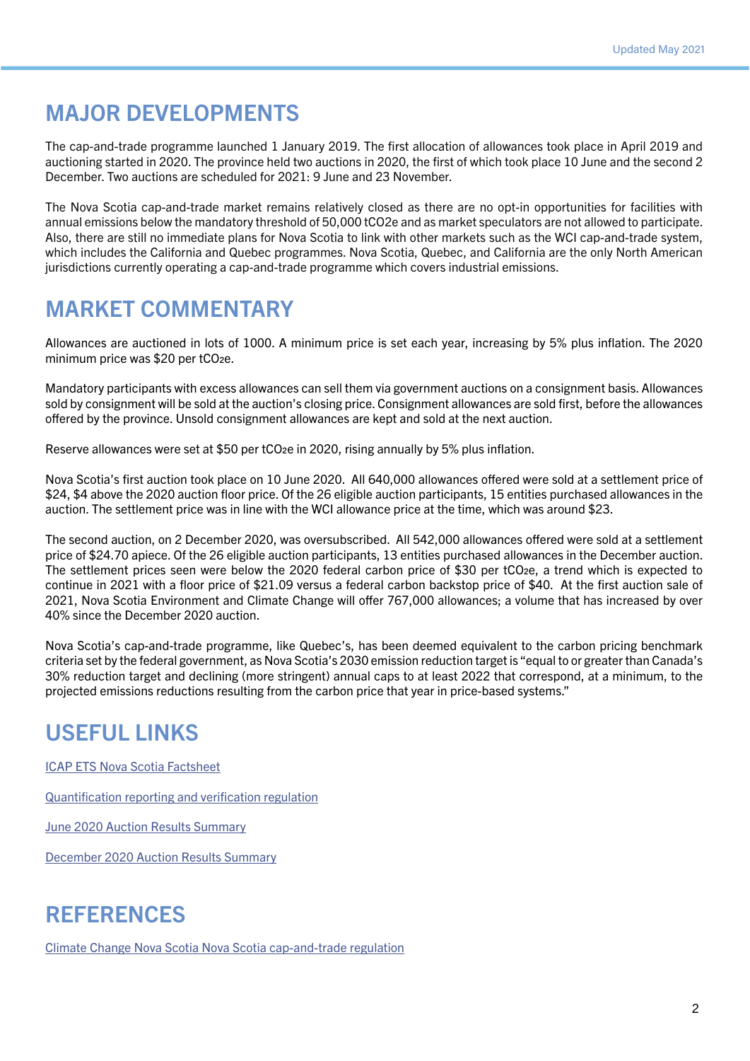## MAJOR DEVELOPMENTS

The cap-and-trade programme launched 1 January 2019. The first allocation of allowances took place in April 2019 and auctioning started in 2020. The province held two auctions in 2020, the first of which took place 10 June and the second 2 December. Two auctions are scheduled for 2021: 9 June and 23 November.

The Nova Scotia cap-and-trade market remains relatively closed as there are no opt-in opportunities for facilities with annual emissions below the mandatory threshold of 50,000 $tCO_2e$ and as market speculators are not allowed to participate. Also, there are still no immediate plans for Nova Scotia to link with other markets such as the WCI cap-and-trade system, which includes the California and Quebec programmes. Nova Scotia, Quebec, and California are the only North American jurisdictions currently operating a cap-and-trade programme which covers industrial emissions.

## MARKET COMMENTARY

Allowances are auctioned in lots of 1000. A minimum price is set each year, increasing by 5% plus inflation. The 2020 minimum price was $20 per $tCO_2e$.

Mandatory participants with excess allowances can sell them via government auctions on a consignment basis. Allowances sold by consignment will be sold at the auction's closing price. Consignment allowances are sold first, before the allowances offered by the province. Unsold consignment allowances are kept and sold at the next auction.

Reserve allowances were set at $50 per $tCO_2e$ in 2020, rising annually by 5% plus inflation.

Nova Scotia's first auction took place on 10 June 2020. All 640,000 allowances offered were sold at a settlement price of $24, $4 above the 2020 auction floor price. Of the 26 eligible auction participants, 15 entities purchased allowances in the auction. The settlement price was in line with the WCI allowance price at the time, which was around $23.

The second auction, on 2 December 2020, was oversubscribed. All 542,000 allowances offered were sold at a settlement price of $24.70 apiece. Of the 26 eligible auction participants, 13 entities purchased allowances in the December auction. The settlement prices seen were below the 2020 federal carbon price of $30 per $tCO_2e$, a trend which is expected to continue in 2021 with a floor price of $21.09 versus a federal carbon backstop price of $40. At the first auction sale of 2021, Nova Scotia Environment and Climate Change will offer 767,000 allowances; a volume that has increased by over 40% since the December 2020 auction.

Nova Scotia's cap-and-trade programme, like Quebec's, has been deemed equivalent to the carbon pricing benchmark criteria set by the federal government, as Nova Scotia's 2030 emission reduction target is "equal to or greater than Canada's 30% reduction target and declining (more stringent) annual caps to at least 2022 that correspond, at a minimum, to the projected emissions reductions resulting from the carbon price that year in price-based systems."

## USEFUL LINKS

ICAP ETS Nova Scotia Factsheet

Quantification reporting and verification regulation

June 2020 Auction Results Summary

December 2020 Auction Results Summary

## REFERENCES

Climate Change Nova Scotia Nova Scotia cap-and-trade regulation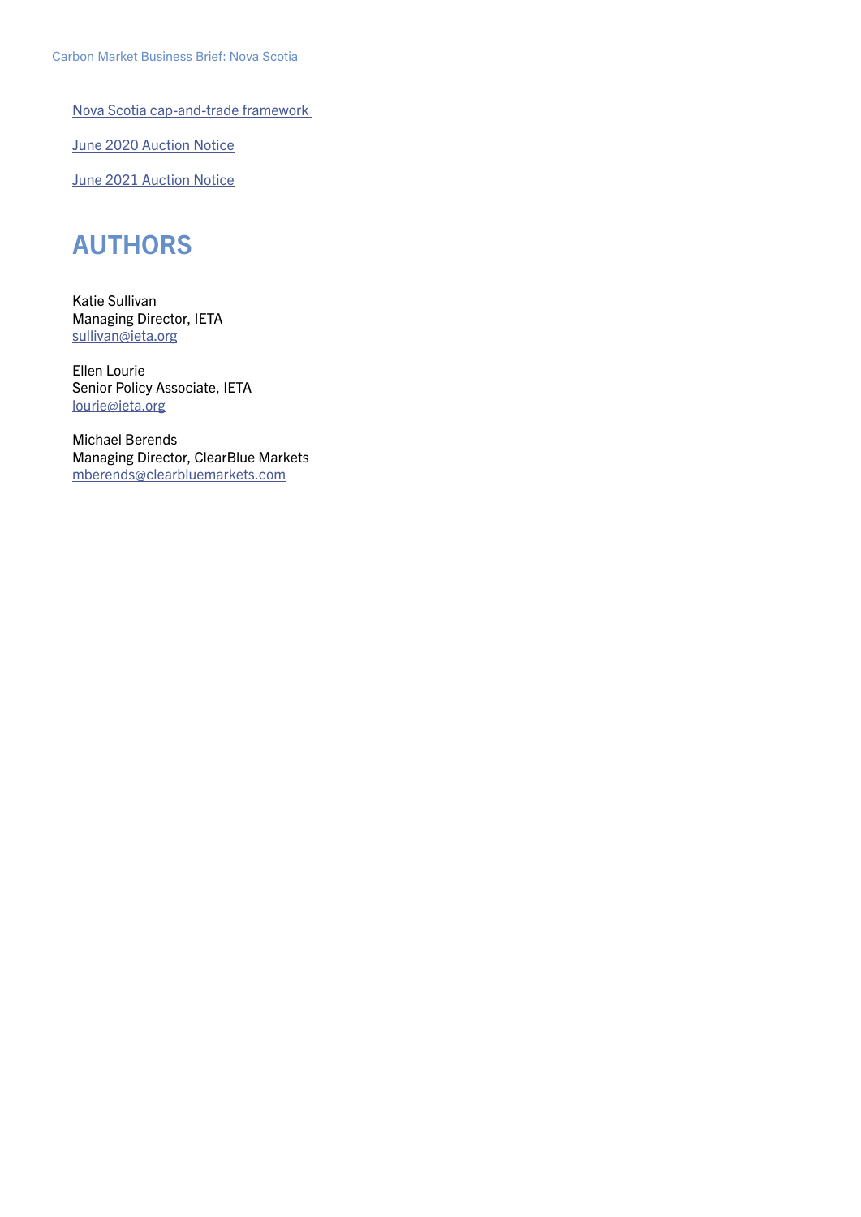[Nova Scotia cap-and-trade framework](#)

[June 2020 Auction Notice](#)

[June 2021 Auction Notice](#)

## AUTHORS

Katie Sullivan
Managing Director, IETA
sullivan@ieta.org

Ellen Lourie
Senior Policy Associate, IETA
lourie@ieta.org

Michael Berends
Managing Director, ClearBlue Markets
mberends@clearbluemarkets.com